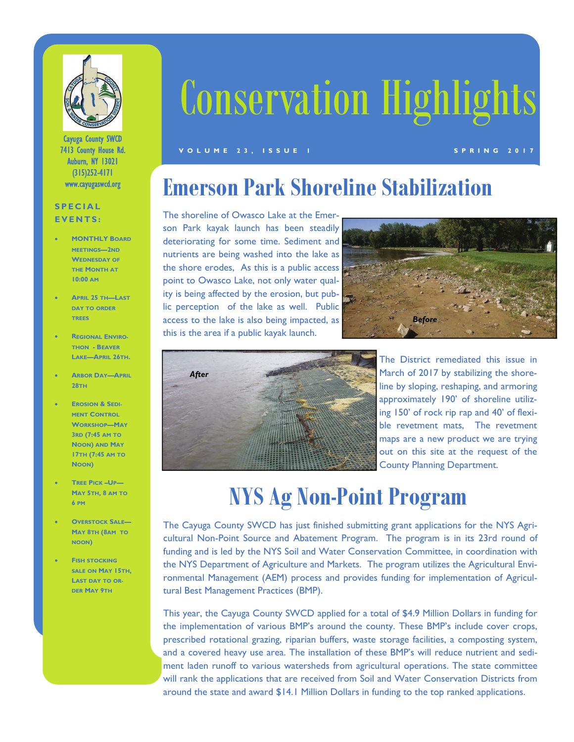# Conservation Highlights

VOLUME 23, ISSUE 1 — SPRING 2017

Cayuga County SWCD
7413 County House Rd.
Auburn, NY 13021
(315)252-4171
www.cayugaswcd.org

**SPECIAL EVENTS:**

- MONTHLY BOARD MEETINGS—2ND WEDNESDAY OF THE MONTH AT 10:00 AM
- APRIL 25 TH—LAST DAY TO ORDER TREES
- REGIONAL ENVIROTHON - BEAVER LAKE—APRIL 26TH.
- ARBOR DAY—APRIL 28TH
- EROSION & SEDIMENT CONTROL WORKSHOP—MAY 3RD (7:45 AM TO NOON) AND MAY 17TH (7:45 AM TO NOON)
- TREE PICK –UP—MAY 5TH, 8 AM TO 6 PM
- OVERSTOCK SALE—MAY 8TH (8AM TO NOON)
- FISH STOCKING SALE ON MAY 15TH, LAST DAY TO ORDER MAY 9TH

## Emerson Park Shoreline Stabilization

The shoreline of Owasco Lake at the Emerson Park kayak launch has been steadily deteriorating for some time. Sediment and nutrients are being washed into the lake as the shore erodes, As this is a public access point to Owasco Lake, not only water quality is being affected by the erosion, but public perception of the lake as well. Public access to the lake is also being impacted, as this is the area if a public kayak launch.

*Before*

*After*

The District remediated this issue in March of 2017 by stabilizing the shoreline by sloping, reshaping, and armoring approximately 190' of shoreline utilizing 150' of rock rip rap and 40' of flexible revetment mats, The revetment maps are a new product we are trying out on this site at the request of the County Planning Department.

## NYS Ag Non-Point Program

The Cayuga County SWCD has just finished submitting grant applications for the NYS Agricultural Non-Point Source and Abatement Program. The program is in its 23rd round of funding and is led by the NYS Soil and Water Conservation Committee, in coordination with the NYS Department of Agriculture and Markets. The program utilizes the Agricultural Environmental Management (AEM) process and provides funding for implementation of Agricultural Best Management Practices (BMP).

This year, the Cayuga County SWCD applied for a total of $4.9 Million Dollars in funding for the implementation of various BMP's around the county. These BMP's include cover crops, prescribed rotational grazing, riparian buffers, waste storage facilities, a composting system, and a covered heavy use area. The installation of these BMP's will reduce nutrient and sediment laden runoff to various watersheds from agricultural operations. The state committee will rank the applications that are received from Soil and Water Conservation Districts from around the state and award $14.1 Million Dollars in funding to the top ranked applications.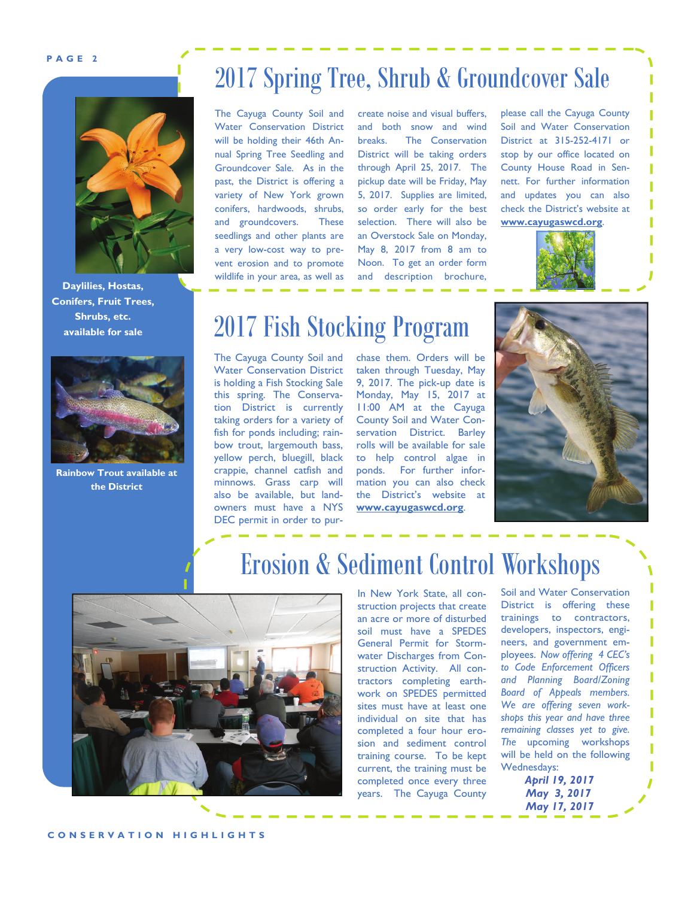## 2017 Spring Tree, Shrub & Groundcover Sale

The Cayuga County Soil and Water Conservation District will be holding their 46th Annual Spring Tree Seedling and Groundcover Sale. As in the past, the District is offering a variety of New York grown conifers, hardwoods, shrubs, and groundcovers. These seedlings and other plants are a very low-cost way to prevent erosion and to promote wildlife in your area, as well as create noise and visual buffers, and both snow and wind breaks. The Conservation District will be taking orders through April 25, 2017. The pickup date will be Friday, May 5, 2017. Supplies are limited, so order early for the best selection. There will also be an Overstock Sale on Monday, May 8, 2017 from 8 am to Noon. To get an order form and description brochure, please call the Cayuga County Soil and Water Conservation District at 315-252-4171 or stop by our office located on County House Road in Sennett. For further information and updates you can also check the District's website at **www.cayugaswcd.org**.

**Daylilies, Hostas, Conifers, Fruit Trees, Shrubs, etc. available for sale**

## 2017 Fish Stocking Program

The Cayuga County Soil and Water Conservation District is holding a Fish Stocking Sale this spring. The Conservation District is currently taking orders for a variety of fish for ponds including; rainbow trout, largemouth bass, yellow perch, bluegill, black crappie, channel catfish and minnows. Grass carp will also be available, but landowners must have a NYS DEC permit in order to purchase them. Orders will be taken through Tuesday, May 9, 2017. The pick-up date is Monday, May 15, 2017 at 11:00 AM at the Cayuga County Soil and Water Conservation District. Barley rolls will be available for sale to help control algae in ponds. For further information you can also check the District's website at **www.cayugaswcd.org**.

**Rainbow Trout available at the District**

## Erosion & Sediment Control Workshops

In New York State, all construction projects that create an acre or more of disturbed soil must have a SPEDES General Permit for Stormwater Discharges from Construction Activity. All contractors completing earthwork on SPEDES permitted sites must have at least one individual on site that has completed a four hour erosion and sediment control training course. To be kept current, the training must be completed once every three years. The Cayuga County Soil and Water Conservation District is offering these trainings to contractors, developers, inspectors, engineers, and government employees. *Now offering 4 CEC's to Code Enforcement Officers and Planning Board/Zoning Board of Appeals members. We are offering seven workshops this year and have three remaining classes yet to give. The* upcoming workshops will be held on the following Wednesdays:

***April 19, 2017***
***May 3, 2017***
***May 17, 2017***